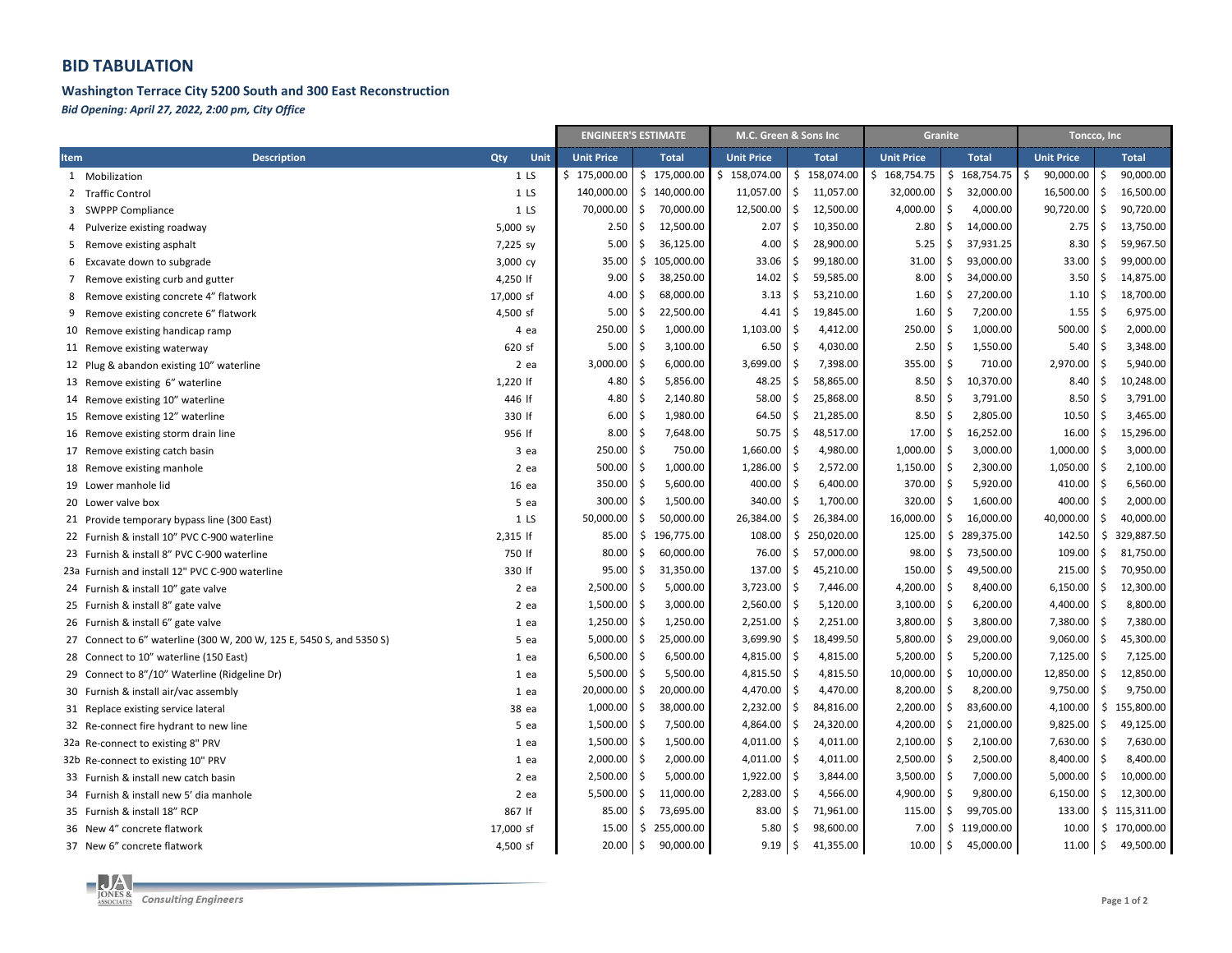## BID TABULATION

### Washington Terrace City 5200 South and 300 East Reconstruction

*Bid Opening: April 27, 2022, 2:00 pm, City Office*

| | | | | ENGINEER'S ESTIMATE | | M.C. Green & Sons Inc | | Granite | | Toncco, Inc | |
|---|---|---|---|---|---|---|---|---|---|---|---|
| Item | Description | Qty | Unit | Unit Price | Total | Unit Price | Total | Unit Price | Total | Unit Price | Total |
| 1 | Mobilization | 1 | LS | $ 175,000.00 | $ 175,000.00 | $ 158,074.00 | $ 158,074.00 | $ 168,754.75 | $ 168,754.75 | $ 90,000.00 | $ 90,000.00 |
| 2 | Traffic Control | 1 | LS | 140,000.00 | $ 140,000.00 | 11,057.00 | $ 11,057.00 | 32,000.00 | $ 32,000.00 | 16,500.00 | $ 16,500.00 |
| 3 | SWPPP Compliance | 1 | LS | 70,000.00 | $ 70,000.00 | 12,500.00 | $ 12,500.00 | 4,000.00 | $ 4,000.00 | 90,720.00 | $ 90,720.00 |
| 4 | Pulverize existing roadway | 5,000 | sy | 2.50 | $ 12,500.00 | 2.07 | $ 10,350.00 | 2.80 | $ 14,000.00 | 2.75 | $ 13,750.00 |
| 5 | Remove existing asphalt | 7,225 | sy | 5.00 | $ 36,125.00 | 4.00 | $ 28,900.00 | 5.25 | $ 37,931.25 | 8.30 | $ 59,967.50 |
| 6 | Excavate down to subgrade | 3,000 | cy | 35.00 | $ 105,000.00 | 33.06 | $ 99,180.00 | 31.00 | $ 93,000.00 | 33.00 | $ 99,000.00 |
| 7 | Remove existing curb and gutter | 4,250 | lf | 9.00 | $ 38,250.00 | 14.02 | $ 59,585.00 | 8.00 | $ 34,000.00 | 3.50 | $ 14,875.00 |
| 8 | Remove existing concrete 4" flatwork | 17,000 | sf | 4.00 | $ 68,000.00 | 3.13 | $ 53,210.00 | 1.60 | $ 27,200.00 | 1.10 | $ 18,700.00 |
| 9 | Remove existing concrete 6" flatwork | 4,500 | sf | 5.00 | $ 22,500.00 | 4.41 | $ 19,845.00 | 1.60 | $ 7,200.00 | 1.55 | $ 6,975.00 |
| 10 | Remove existing handicap ramp | 4 | ea | 250.00 | $ 1,000.00 | 1,103.00 | $ 4,412.00 | 250.00 | $ 1,000.00 | 500.00 | $ 2,000.00 |
| 11 | Remove existing waterway | 620 | sf | 5.00 | $ 3,100.00 | 6.50 | $ 4,030.00 | 2.50 | $ 1,550.00 | 5.40 | $ 3,348.00 |
| 12 | Plug & abandon existing 10" waterline | 2 | ea | 3,000.00 | $ 6,000.00 | 3,699.00 | $ 7,398.00 | 355.00 | $ 710.00 | 2,970.00 | $ 5,940.00 |
| 13 | Remove existing 6" waterline | 1,220 | lf | 4.80 | $ 5,856.00 | 48.25 | $ 58,865.00 | 8.50 | $ 10,370.00 | 8.40 | $ 10,248.00 |
| 14 | Remove existing 10" waterline | 446 | lf | 4.80 | $ 2,140.80 | 58.00 | $ 25,868.00 | 8.50 | $ 3,791.00 | 8.50 | $ 3,791.00 |
| 15 | Remove existing 12" waterline | 330 | lf | 6.00 | $ 1,980.00 | 64.50 | $ 21,285.00 | 8.50 | $ 2,805.00 | 10.50 | $ 3,465.00 |
| 16 | Remove existing storm drain line | 956 | lf | 8.00 | $ 7,648.00 | 50.75 | $ 48,517.00 | 17.00 | $ 16,252.00 | 16.00 | $ 15,296.00 |
| 17 | Remove existing catch basin | 3 | ea | 250.00 | $ 750.00 | 1,660.00 | $ 4,980.00 | 1,000.00 | $ 3,000.00 | 1,000.00 | $ 3,000.00 |
| 18 | Remove existing manhole | 2 | ea | 500.00 | $ 1,000.00 | 1,286.00 | $ 2,572.00 | 1,150.00 | $ 2,300.00 | 1,050.00 | $ 2,100.00 |
| 19 | Lower manhole lid | 16 | ea | 350.00 | $ 5,600.00 | 400.00 | $ 6,400.00 | 370.00 | $ 5,920.00 | 410.00 | $ 6,560.00 |
| 20 | Lower valve box | 5 | ea | 300.00 | $ 1,500.00 | 340.00 | $ 1,700.00 | 320.00 | $ 1,600.00 | 400.00 | $ 2,000.00 |
| 21 | Provide temporary bypass line (300 East) | 1 | LS | 50,000.00 | $ 50,000.00 | 26,384.00 | $ 26,384.00 | 16,000.00 | $ 16,000.00 | 40,000.00 | $ 40,000.00 |
| 22 | Furnish & install 10" PVC C-900 waterline | 2,315 | lf | 85.00 | $ 196,775.00 | 108.00 | $ 250,020.00 | 125.00 | $ 289,375.00 | 142.50 | $ 329,887.50 |
| 23 | Furnish & install 8" PVC C-900 waterline | 750 | lf | 80.00 | $ 60,000.00 | 76.00 | $ 57,000.00 | 98.00 | $ 73,500.00 | 109.00 | $ 81,750.00 |
| 23a | Furnish and install 12" PVC C-900 waterline | 330 | lf | 95.00 | $ 31,350.00 | 137.00 | $ 45,210.00 | 150.00 | $ 49,500.00 | 215.00 | $ 70,950.00 |
| 24 | Furnish & install 10" gate valve | 2 | ea | 2,500.00 | $ 5,000.00 | 3,723.00 | $ 7,446.00 | 4,200.00 | $ 8,400.00 | 6,150.00 | $ 12,300.00 |
| 25 | Furnish & install 8" gate valve | 2 | ea | 1,500.00 | $ 3,000.00 | 2,560.00 | $ 5,120.00 | 3,100.00 | $ 6,200.00 | 4,400.00 | $ 8,800.00 |
| 26 | Furnish & install 6" gate valve | 1 | ea | 1,250.00 | $ 1,250.00 | 2,251.00 | $ 2,251.00 | 3,800.00 | $ 3,800.00 | 7,380.00 | $ 7,380.00 |
| 27 | Connect to 6" waterline (300 W, 200 W, 125 E, 5450 S, and 5350 S) | 5 | ea | 5,000.00 | $ 25,000.00 | 3,699.90 | $ 18,499.50 | 5,800.00 | $ 29,000.00 | 9,060.00 | $ 45,300.00 |
| 28 | Connect to 10" waterline (150 East) | 1 | ea | 6,500.00 | $ 6,500.00 | 4,815.00 | $ 4,815.00 | 5,200.00 | $ 5,200.00 | 7,125.00 | $ 7,125.00 |
| 29 | Connect to 8"/10" Waterline (Ridgeline Dr) | 1 | ea | 5,500.00 | $ 5,500.00 | 4,815.50 | $ 4,815.50 | 10,000.00 | $ 10,000.00 | 12,850.00 | $ 12,850.00 |
| 30 | Furnish & install air/vac assembly | 1 | ea | 20,000.00 | $ 20,000.00 | 4,470.00 | $ 4,470.00 | 8,200.00 | $ 8,200.00 | 9,750.00 | $ 9,750.00 |
| 31 | Replace existing service lateral | 38 | ea | 1,000.00 | $ 38,000.00 | 2,232.00 | $ 84,816.00 | 2,200.00 | $ 83,600.00 | 4,100.00 | $ 155,800.00 |
| 32 | Re-connect fire hydrant to new line | 5 | ea | 1,500.00 | $ 7,500.00 | 4,864.00 | $ 24,320.00 | 4,200.00 | $ 21,000.00 | 9,825.00 | $ 49,125.00 |
| 32a | Re-connect to existing 8" PRV | 1 | ea | 1,500.00 | $ 1,500.00 | 4,011.00 | $ 4,011.00 | 2,100.00 | $ 2,100.00 | 7,630.00 | $ 7,630.00 |
| 32b | Re-connect to existing 10" PRV | 1 | ea | 2,000.00 | $ 2,000.00 | 4,011.00 | $ 4,011.00 | 2,500.00 | $ 2,500.00 | 8,400.00 | $ 8,400.00 |
| 33 | Furnish & install new catch basin | 2 | ea | 2,500.00 | $ 5,000.00 | 1,922.00 | $ 3,844.00 | 3,500.00 | $ 7,000.00 | 5,000.00 | $ 10,000.00 |
| 34 | Furnish & install new 5' dia manhole | 2 | ea | 5,500.00 | $ 11,000.00 | 2,283.00 | $ 4,566.00 | 4,900.00 | $ 9,800.00 | 6,150.00 | $ 12,300.00 |
| 35 | Furnish & install 18" RCP | 867 | lf | 85.00 | $ 73,695.00 | 83.00 | $ 71,961.00 | 115.00 | $ 99,705.00 | 133.00 | $ 115,311.00 |
| 36 | New 4" concrete flatwork | 17,000 | sf | 15.00 | $ 255,000.00 | 5.80 | $ 98,600.00 | 7.00 | $ 119,000.00 | 10.00 | $ 170,000.00 |
| 37 | New 6" concrete flatwork | 4,500 | sf | 20.00 | $ 90,000.00 | 9.19 | $ 41,355.00 | 10.00 | $ 45,000.00 | 11.00 | $ 49,500.00 |

JONES & ASSOCIATES *Consulting Engineers*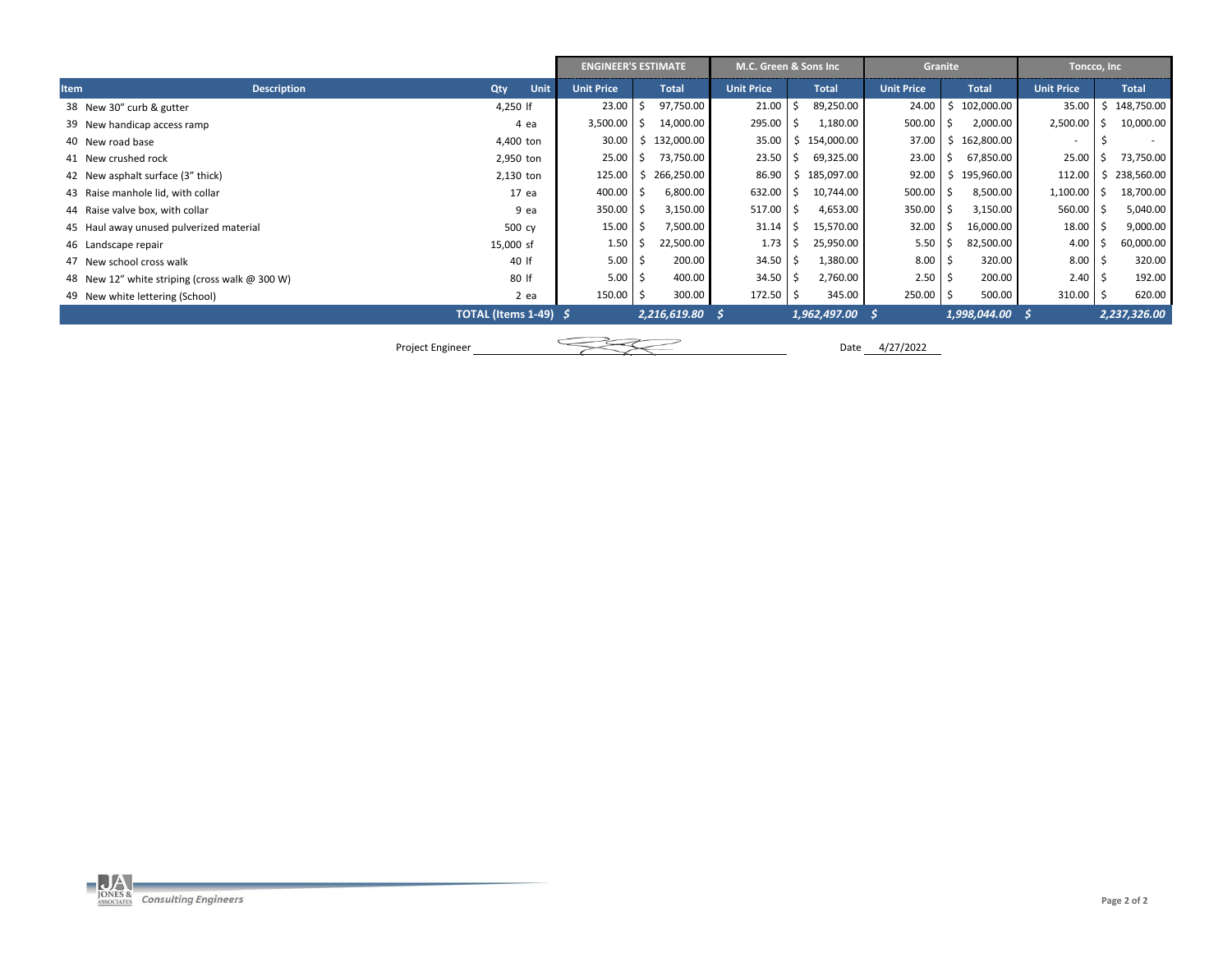| | | | | ENGINEER'S ESTIMATE | | M.C. Green & Sons Inc | | Granite | | Toncco, Inc | |
|---|---|---|---|---|---|---|---|---|---|---|---|
| Item | Description | Qty | Unit | Unit Price | Total | Unit Price | Total | Unit Price | Total | Unit Price | Total |
| 38 | New 30" curb & gutter | 4,250 | lf | 23.00 | $ 97,750.00 | 21.00 | $ 89,250.00 | 24.00 | $ 102,000.00 | 35.00 | $ 148,750.00 |
| 39 | New handicap access ramp | 4 | ea | 3,500.00 | $ 14,000.00 | 295.00 | $ 1,180.00 | 500.00 | $ 2,000.00 | 2,500.00 | $ 10,000.00 |
| 40 | New road base | 4,400 | ton | 30.00 | $ 132,000.00 | 35.00 | $ 154,000.00 | 37.00 | $ 162,800.00 | - | $ - |
| 41 | New crushed rock | 2,950 | ton | 25.00 | $ 73,750.00 | 23.50 | $ 69,325.00 | 23.00 | $ 67,850.00 | 25.00 | $ 73,750.00 |
| 42 | New asphalt surface (3" thick) | 2,130 | ton | 125.00 | $ 266,250.00 | 86.90 | $ 185,097.00 | 92.00 | $ 195,960.00 | 112.00 | $ 238,560.00 |
| 43 | Raise manhole lid, with collar | 17 | ea | 400.00 | $ 6,800.00 | 632.00 | $ 10,744.00 | 500.00 | $ 8,500.00 | 1,100.00 | $ 18,700.00 |
| 44 | Raise valve box, with collar | 9 | ea | 350.00 | $ 3,150.00 | 517.00 | $ 4,653.00 | 350.00 | $ 3,150.00 | 560.00 | $ 5,040.00 |
| 45 | Haul away unused pulverized material | 500 | cy | 15.00 | $ 7,500.00 | 31.14 | $ 15,570.00 | 32.00 | $ 16,000.00 | 18.00 | $ 9,000.00 |
| 46 | Landscape repair | 15,000 | sf | 1.50 | $ 22,500.00 | 1.73 | $ 25,950.00 | 5.50 | $ 82,500.00 | 4.00 | $ 60,000.00 |
| 47 | New school cross walk | 40 | lf | 5.00 | $ 200.00 | 34.50 | $ 1,380.00 | 8.00 | $ 320.00 | 8.00 | $ 320.00 |
| 48 | New 12" white striping (cross walk @ 300 W) | 80 | lf | 5.00 | $ 400.00 | 34.50 | $ 2,760.00 | 2.50 | $ 200.00 | 2.40 | $ 192.00 |
| 49 | New white lettering (School) | 2 | ea | 150.00 | $ 300.00 | 172.50 | $ 345.00 | 250.00 | $ 500.00 | 310.00 | $ 620.00 |
| | **TOTAL (Items 1-49)** | | | | **$ 2,216,619.80** | | **$ 1,962,497.00** | | **$ 1,998,044.00** | | **$ 2,237,326.00** |

Project Engineer ____________________ Date 4/27/2022

JONES & ASSOCIATES *Consulting Engineers*